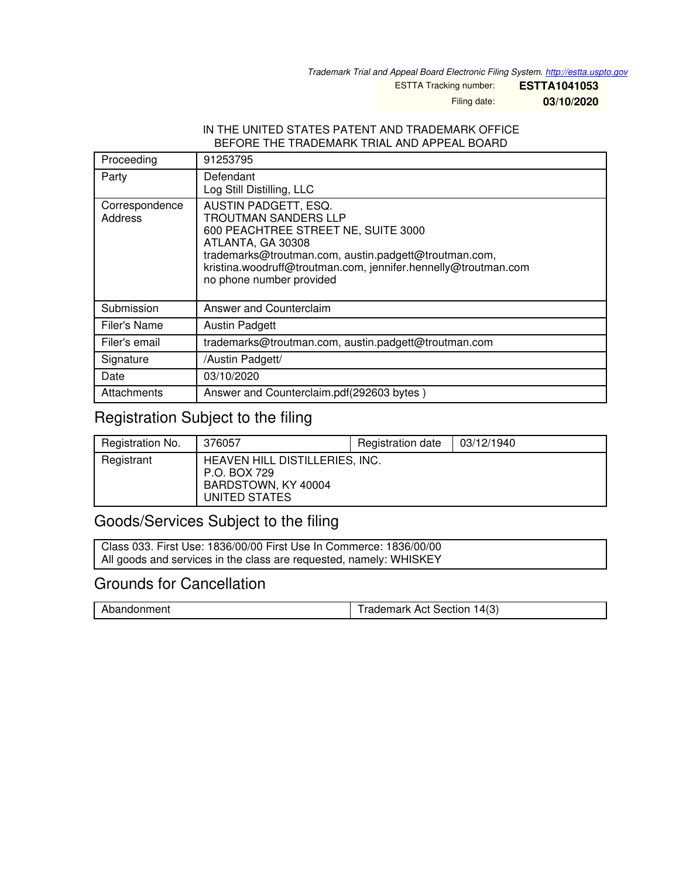*Trademark Trial and Appeal Board Electronic Filing System. http://estta.uspto.gov*

| | |
|---|---|
| ESTTA Tracking number: | **ESTTA1041053** |
| Filing date: | **03/10/2020** |

IN THE UNITED STATES PATENT AND TRADEMARK OFFICE
BEFORE THE TRADEMARK TRIAL AND APPEAL BOARD

| | |
|---|---|
| Proceeding | 91253795 |
| Party | Defendant<br>Log Still Distilling, LLC |
| Correspondence Address | AUSTIN PADGETT, ESQ.<br>TROUTMAN SANDERS LLP<br>600 PEACHTREE STREET NE, SUITE 3000<br>ATLANTA, GA 30308<br>trademarks@troutman.com, austin.padgett@troutman.com, kristina.woodruff@troutman.com, jennifer.hennelly@troutman.com<br>no phone number provided |
| Submission | Answer and Counterclaim |
| Filer's Name | Austin Padgett |
| Filer's email | trademarks@troutman.com, austin.padgett@troutman.com |
| Signature | /Austin Padgett/ |
| Date | 03/10/2020 |
| Attachments | Answer and Counterclaim.pdf(292603 bytes ) |

## Registration Subject to the filing

| | | | |
|---|---|---|---|
| Registration No. | 376057 | Registration date | 03/12/1940 |
| Registrant | HEAVEN HILL DISTILLERIES, INC.<br>P.O. BOX 729<br>BARDSTOWN, KY 40004<br>UNITED STATES | | |

## Goods/Services Subject to the filing

Class 033. First Use: 1836/00/00 First Use In Commerce: 1836/00/00
All goods and services in the class are requested, namely: WHISKEY

## Grounds for Cancellation

| | |
|---|---|
| Abandonment | Trademark Act Section 14(3) |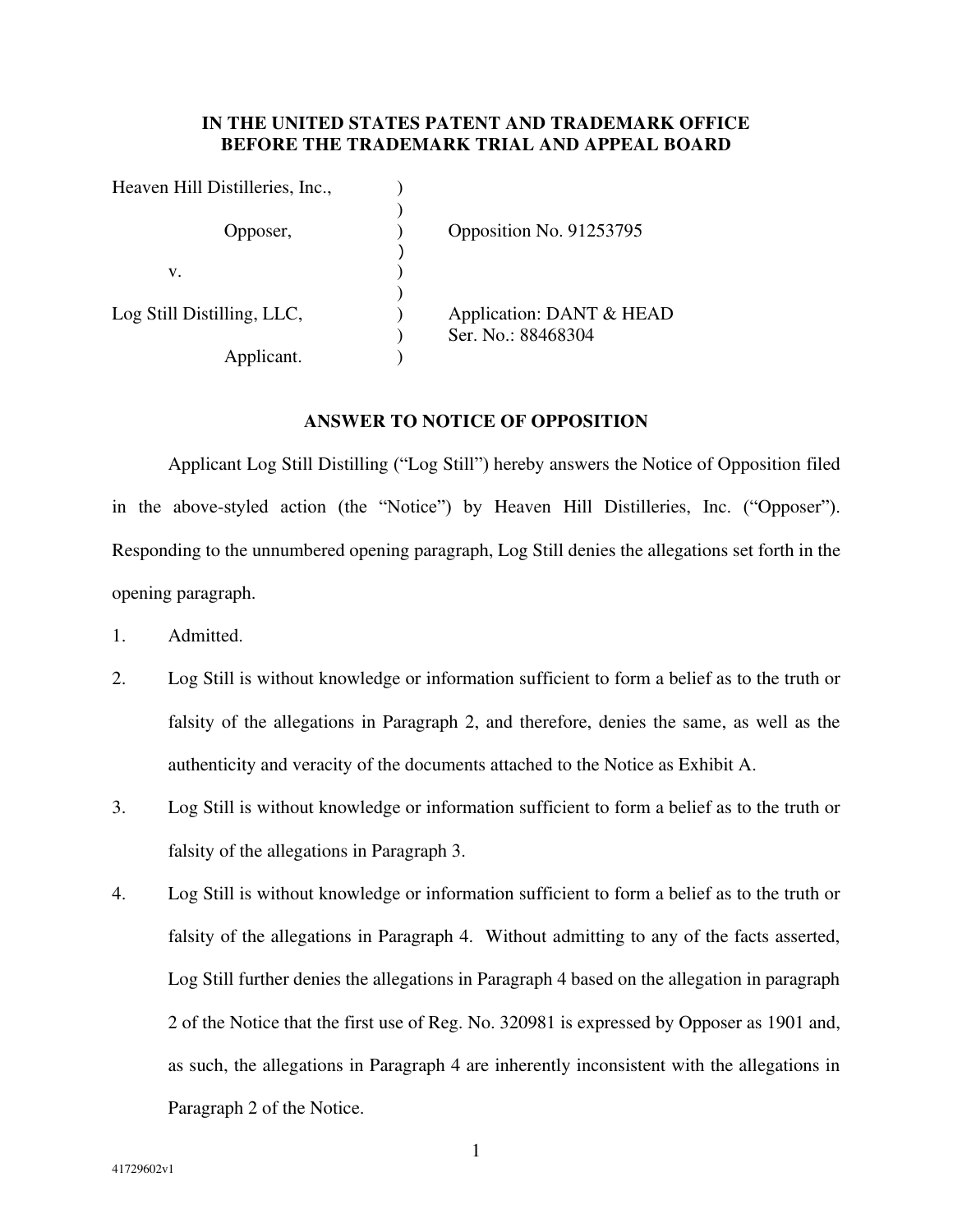# IN THE UNITED STATES PATENT AND TRADEMARK OFFICE
# BEFORE THE TRADEMARK TRIAL AND APPEAL BOARD

| | | |
|---|---|---|
| Heaven Hill Distilleries, Inc., | ) | |
| | ) | |
| Opposer, | ) | Opposition No. 91253795 |
| | ) | |
| v. | ) | |
| | ) | |
| Log Still Distilling, LLC, | ) | Application: DANT & HEAD |
| | ) | Ser. No.: 88468304 |
| Applicant. | ) | |

## ANSWER TO NOTICE OF OPPOSITION

Applicant Log Still Distilling ("Log Still") hereby answers the Notice of Opposition filed in the above-styled action (the "Notice") by Heaven Hill Distilleries, Inc. ("Opposer"). Responding to the unnumbered opening paragraph, Log Still denies the allegations set forth in the opening paragraph.

1. Admitted.

2. Log Still is without knowledge or information sufficient to form a belief as to the truth or falsity of the allegations in Paragraph 2, and therefore, denies the same, as well as the authenticity and veracity of the documents attached to the Notice as Exhibit A.

3. Log Still is without knowledge or information sufficient to form a belief as to the truth or falsity of the allegations in Paragraph 3.

4. Log Still is without knowledge or information sufficient to form a belief as to the truth or falsity of the allegations in Paragraph 4. Without admitting to any of the facts asserted, Log Still further denies the allegations in Paragraph 4 based on the allegation in paragraph 2 of the Notice that the first use of Reg. No. 320981 is expressed by Opposer as 1901 and, as such, the allegations in Paragraph 4 are inherently inconsistent with the allegations in Paragraph 2 of the Notice.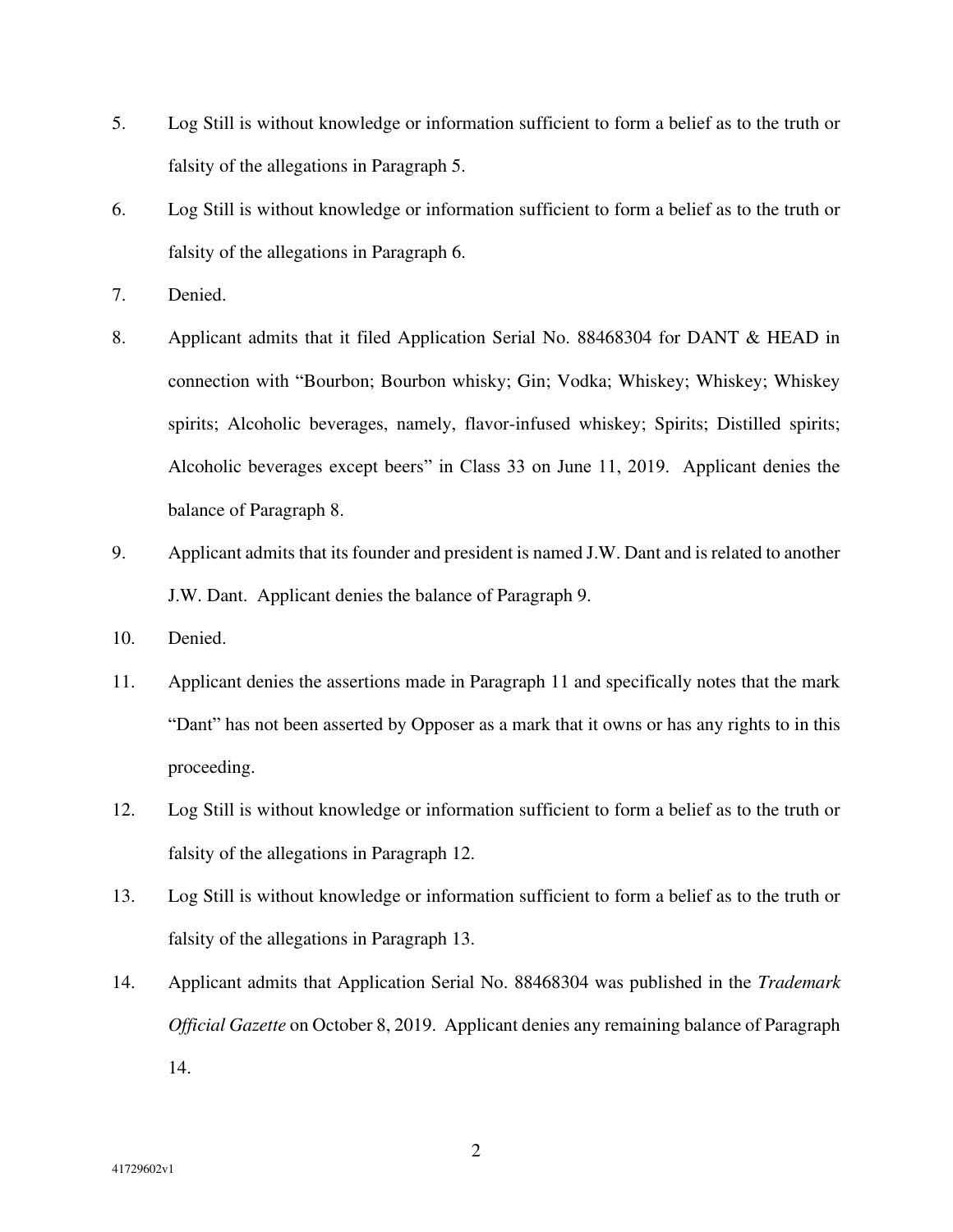5. Log Still is without knowledge or information sufficient to form a belief as to the truth or falsity of the allegations in Paragraph 5.

6. Log Still is without knowledge or information sufficient to form a belief as to the truth or falsity of the allegations in Paragraph 6.

7. Denied.

8. Applicant admits that it filed Application Serial No. 88468304 for DANT & HEAD in connection with "Bourbon; Bourbon whisky; Gin; Vodka; Whiskey; Whiskey; Whiskey spirits; Alcoholic beverages, namely, flavor-infused whiskey; Spirits; Distilled spirits; Alcoholic beverages except beers" in Class 33 on June 11, 2019. Applicant denies the balance of Paragraph 8.

9. Applicant admits that its founder and president is named J.W. Dant and is related to another J.W. Dant. Applicant denies the balance of Paragraph 9.

10. Denied.

11. Applicant denies the assertions made in Paragraph 11 and specifically notes that the mark "Dant" has not been asserted by Opposer as a mark that it owns or has any rights to in this proceeding.

12. Log Still is without knowledge or information sufficient to form a belief as to the truth or falsity of the allegations in Paragraph 12.

13. Log Still is without knowledge or information sufficient to form a belief as to the truth or falsity of the allegations in Paragraph 13.

14. Applicant admits that Application Serial No. 88468304 was published in the *Trademark Official Gazette* on October 8, 2019. Applicant denies any remaining balance of Paragraph 14.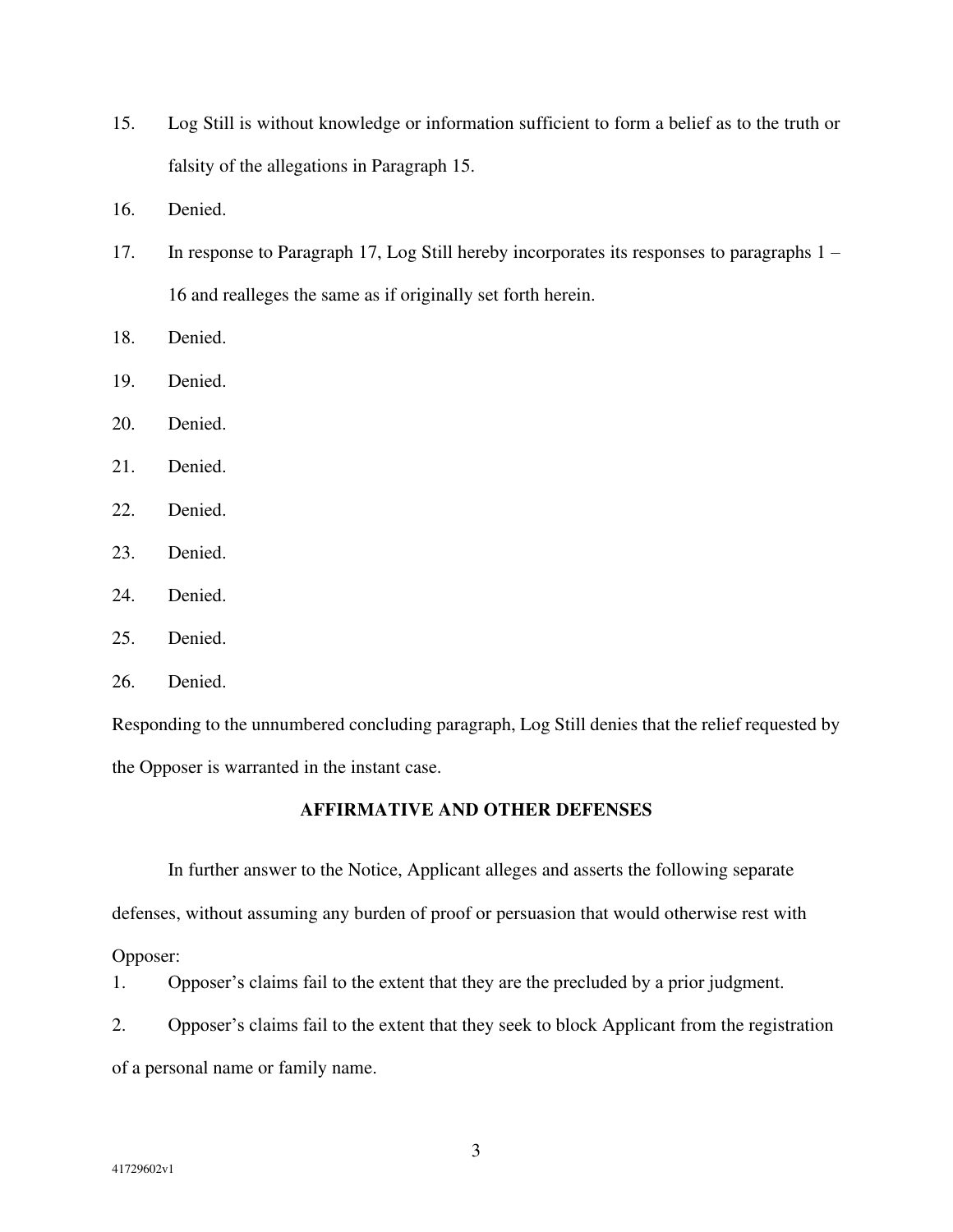15. Log Still is without knowledge or information sufficient to form a belief as to the truth or falsity of the allegations in Paragraph 15.

16. Denied.

17. In response to Paragraph 17, Log Still hereby incorporates its responses to paragraphs 1 – 16 and realleges the same as if originally set forth herein.

18. Denied.

19. Denied.

20. Denied.

21. Denied.

22. Denied.

23. Denied.

24. Denied.

25. Denied.

26. Denied.

Responding to the unnumbered concluding paragraph, Log Still denies that the relief requested by the Opposer is warranted in the instant case.

## AFFIRMATIVE AND OTHER DEFENSES

In further answer to the Notice, Applicant alleges and asserts the following separate defenses, without assuming any burden of proof or persuasion that would otherwise rest with Opposer:

1. Opposer's claims fail to the extent that they are the precluded by a prior judgment.

2. Opposer's claims fail to the extent that they seek to block Applicant from the registration of a personal name or family name.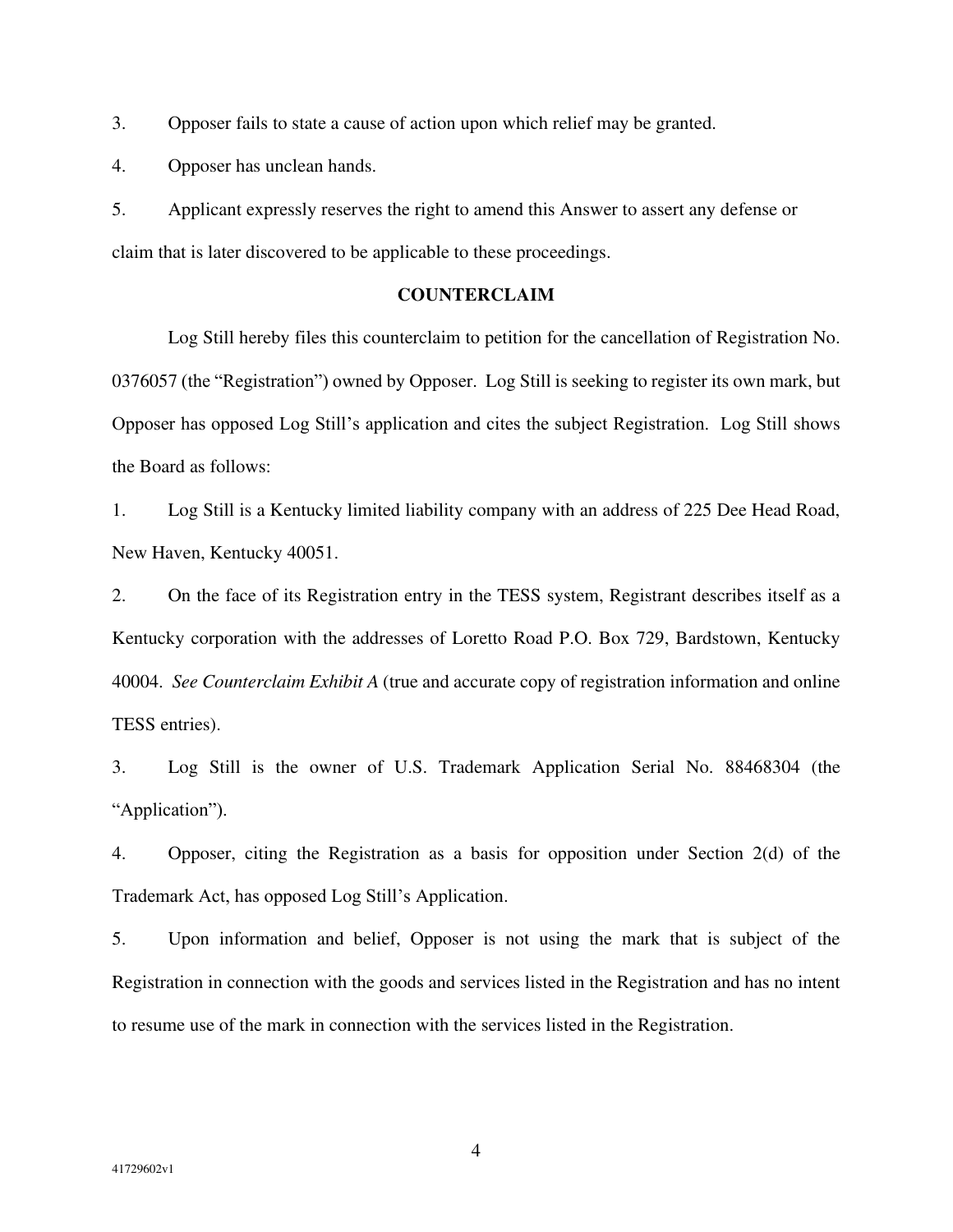3. Opposer fails to state a cause of action upon which relief may be granted.

4. Opposer has unclean hands.

5. Applicant expressly reserves the right to amend this Answer to assert any defense or claim that is later discovered to be applicable to these proceedings.

**COUNTERCLAIM**

Log Still hereby files this counterclaim to petition for the cancellation of Registration No. 0376057 (the "Registration") owned by Opposer. Log Still is seeking to register its own mark, but Opposer has opposed Log Still's application and cites the subject Registration. Log Still shows the Board as follows:

1. Log Still is a Kentucky limited liability company with an address of 225 Dee Head Road, New Haven, Kentucky 40051.

2. On the face of its Registration entry in the TESS system, Registrant describes itself as a Kentucky corporation with the addresses of Loretto Road P.O. Box 729, Bardstown, Kentucky 40004. *See Counterclaim Exhibit A* (true and accurate copy of registration information and online TESS entries).

3. Log Still is the owner of U.S. Trademark Application Serial No. 88468304 (the "Application").

4. Opposer, citing the Registration as a basis for opposition under Section 2(d) of the Trademark Act, has opposed Log Still's Application.

5. Upon information and belief, Opposer is not using the mark that is subject of the Registration in connection with the goods and services listed in the Registration and has no intent to resume use of the mark in connection with the services listed in the Registration.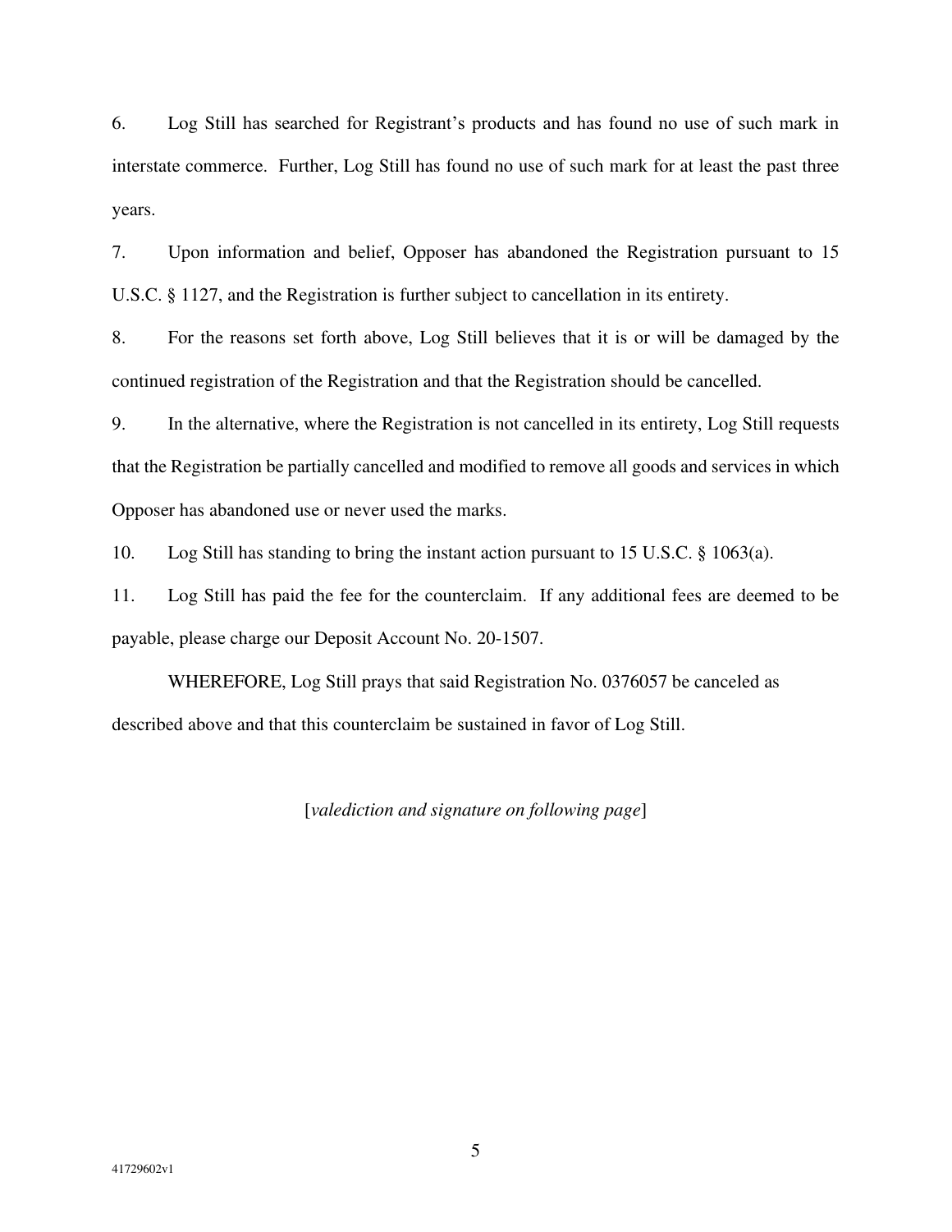6. Log Still has searched for Registrant's products and has found no use of such mark in interstate commerce. Further, Log Still has found no use of such mark for at least the past three years.

7. Upon information and belief, Opposer has abandoned the Registration pursuant to 15 U.S.C. § 1127, and the Registration is further subject to cancellation in its entirety.

8. For the reasons set forth above, Log Still believes that it is or will be damaged by the continued registration of the Registration and that the Registration should be cancelled.

9. In the alternative, where the Registration is not cancelled in its entirety, Log Still requests that the Registration be partially cancelled and modified to remove all goods and services in which Opposer has abandoned use or never used the marks.

10. Log Still has standing to bring the instant action pursuant to 15 U.S.C. § 1063(a).

11. Log Still has paid the fee for the counterclaim. If any additional fees are deemed to be payable, please charge our Deposit Account No. 20-1507.

WHEREFORE, Log Still prays that said Registration No. 0376057 be canceled as described above and that this counterclaim be sustained in favor of Log Still.

[*valediction and signature on following page*]

41729602v1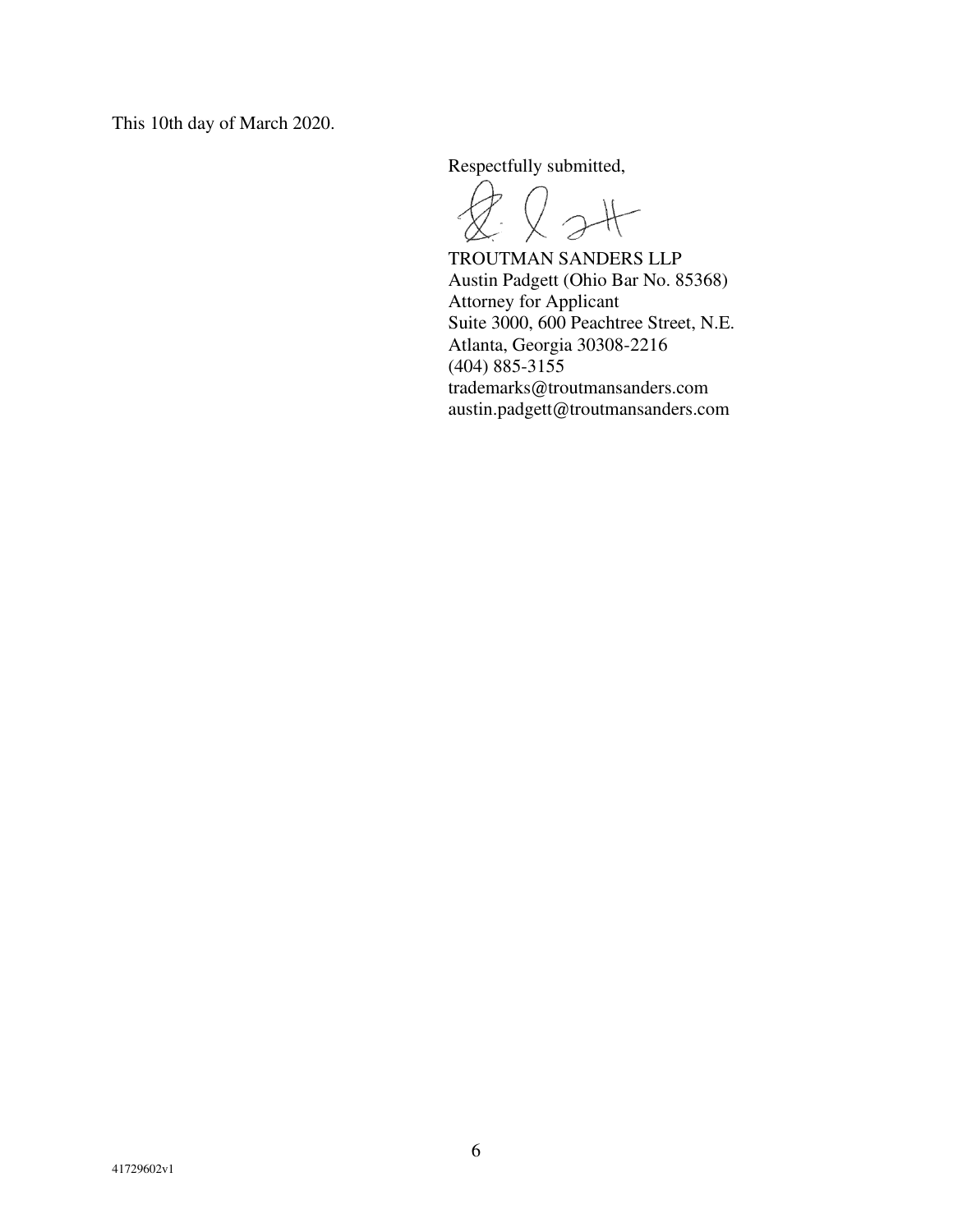This 10th day of March 2020.

Respectfully submitted,

TROUTMAN SANDERS LLP
Austin Padgett (Ohio Bar No. 85368)
Attorney for Applicant
Suite 3000, 600 Peachtree Street, N.E.
Atlanta, Georgia 30308-2216
(404) 885-3155
trademarks@troutmansanders.com
austin.padgett@troutmansanders.com

41729602v1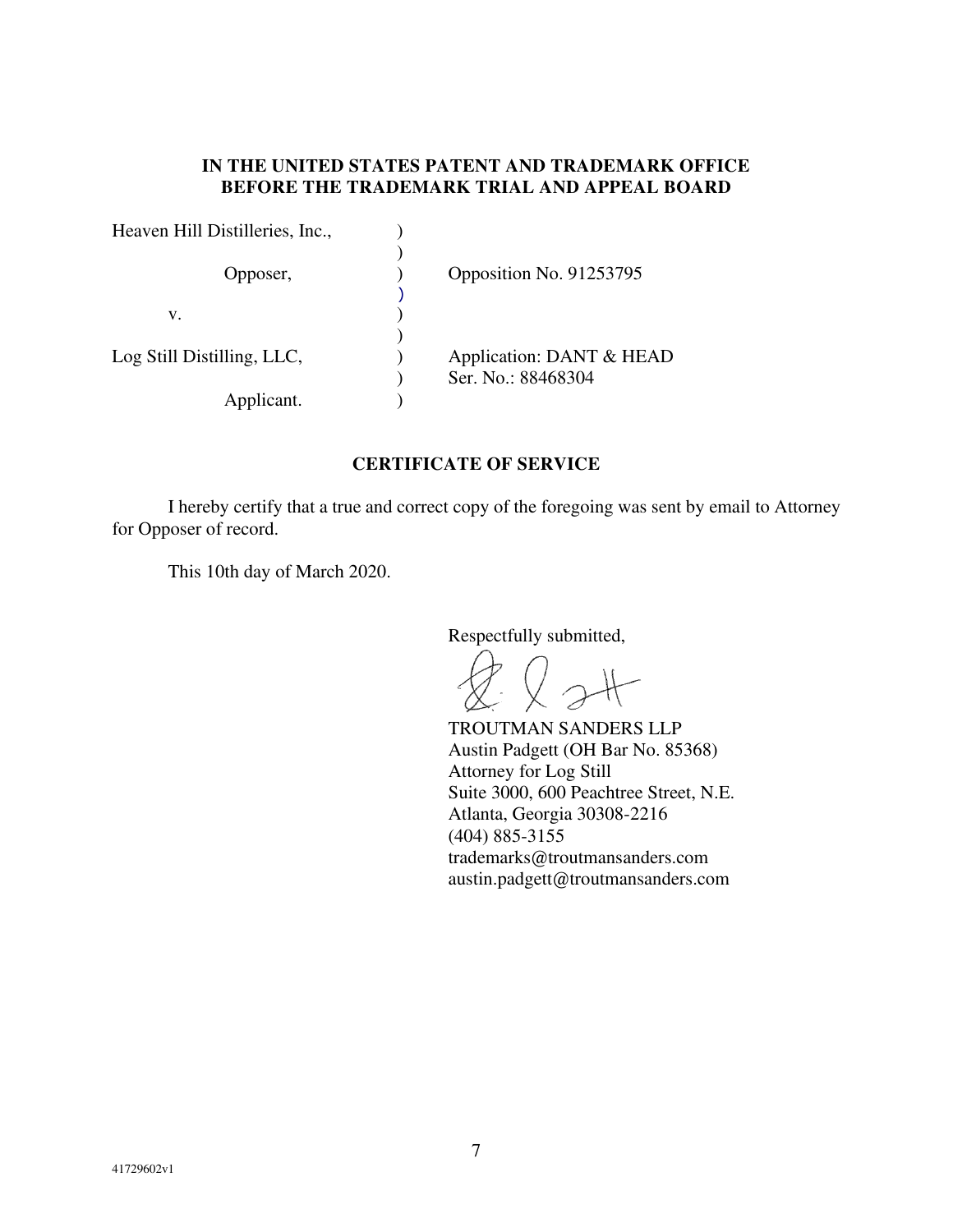**IN THE UNITED STATES PATENT AND TRADEMARK OFFICE**
**BEFORE THE TRADEMARK TRIAL AND APPEAL BOARD**

| | | |
|---|---|---|
| Heaven Hill Distilleries, Inc., | ) | |
| | ) | |
| Opposer, | ) | Opposition No. 91253795 |
| | ) | |
| v. | ) | |
| | ) | |
| Log Still Distilling, LLC, | ) | Application: DANT & HEAD |
| | ) | Ser. No.: 88468304 |
| Applicant. | ) | |

**CERTIFICATE OF SERVICE**

I hereby certify that a true and correct copy of the foregoing was sent by email to Attorney for Opposer of record.

This 10th day of March 2020.

Respectfully submitted,

TROUTMAN SANDERS LLP
Austin Padgett (OH Bar No. 85368)
Attorney for Log Still
Suite 3000, 600 Peachtree Street, N.E.
Atlanta, Georgia 30308-2216
(404) 885-3155
trademarks@troutmansanders.com
austin.padgett@troutmansanders.com

41729602v1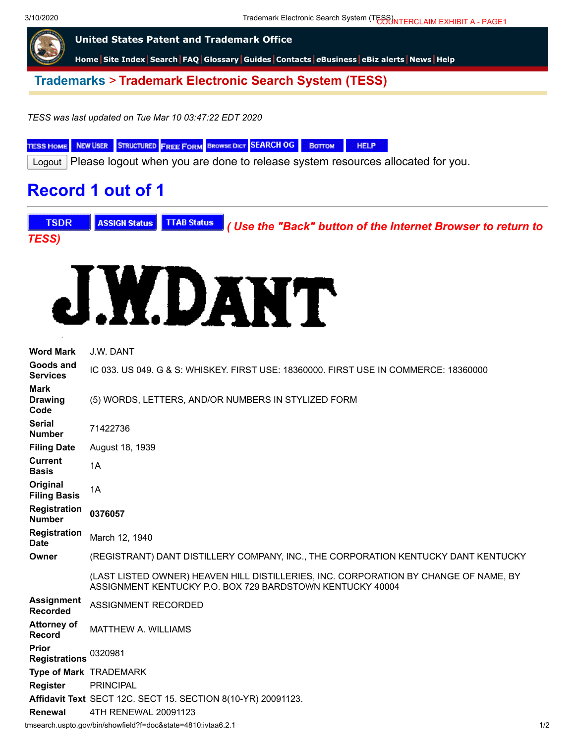COUNTERCLAIM EXHIBIT A - PAGE1

**United States Patent and Trademark Office**

Home | Site Index | Search | FAQ | Glossary | Guides | Contacts | eBusiness | eBiz alerts | News | Help

## Trademarks > Trademark Electronic Search System (TESS)

*TESS was last updated on Tue Mar 10 03:47:22 EDT 2020*

TESS HOME | NEW USER | STRUCTURED | FREE FORM | BROWSE DICT | SEARCH OG | BOTTOM | HELP

Logout Please logout when you are done to release system resources allocated for you.

# Record 1 out of 1

TSDR | ASSIGN Status | TTAB Status *( Use the "Back" button of the Internet Browser to return to TESS)*

J.W.DANT

| | |
|---|---|
| **Word Mark** | J.W. DANT |
| **Goods and Services** | IC 033. US 049. G & S: WHISKEY. FIRST USE: 18360000. FIRST USE IN COMMERCE: 18360000 |
| **Mark Drawing Code** | (5) WORDS, LETTERS, AND/OR NUMBERS IN STYLIZED FORM |
| **Serial Number** | 71422736 |
| **Filing Date** | August 18, 1939 |
| **Current Basis** | 1A |
| **Original Filing Basis** | 1A |
| **Registration Number** | **0376057** |
| **Registration Date** | March 12, 1940 |
| **Owner** | (REGISTRANT) DANT DISTILLERY COMPANY, INC., THE CORPORATION KENTUCKY DANT KENTUCKY |
| | (LAST LISTED OWNER) HEAVEN HILL DISTILLERIES, INC. CORPORATION BY CHANGE OF NAME, BY ASSIGNMENT KENTUCKY P.O. BOX 729 BARDSTOWN KENTUCKY 40004 |
| **Assignment Recorded** | ASSIGNMENT RECORDED |
| **Attorney of Record** | MATTHEW A. WILLIAMS |
| **Prior Registrations** | 0320981 |
| **Type of Mark** | TRADEMARK |
| **Register** | PRINCIPAL |
| **Affidavit Text** | SECT 12C. SECT 15. SECTION 8(10-YR) 20091123. |
| **Renewal** | 4TH RENEWAL 20091123 |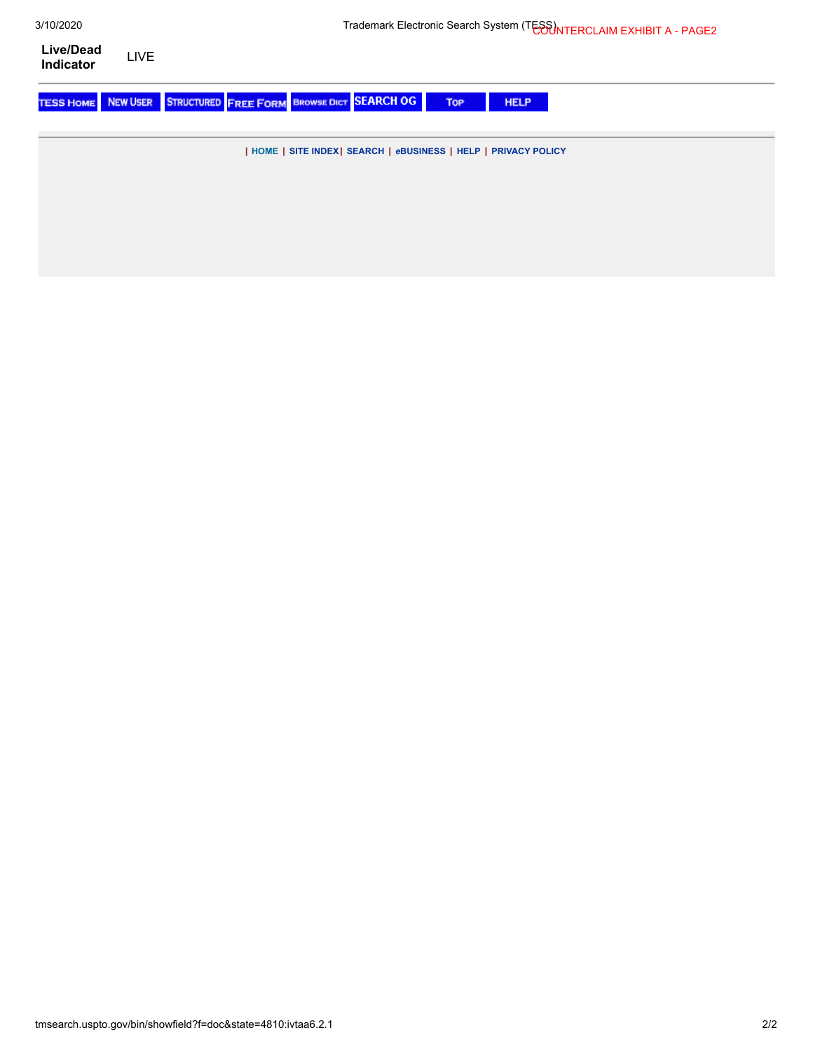COUNTERCLAIM EXHIBIT A - PAGE2

| | |
|---|---|
| **Live/Dead Indicator** | LIVE |

TESS HOME | NEW USER | STRUCTURED | FREE FORM | BROWSE DICT | SEARCH OG | TOP | HELP

| HOME | SITE INDEX | SEARCH | eBUSINESS | HELP | PRIVACY POLICY